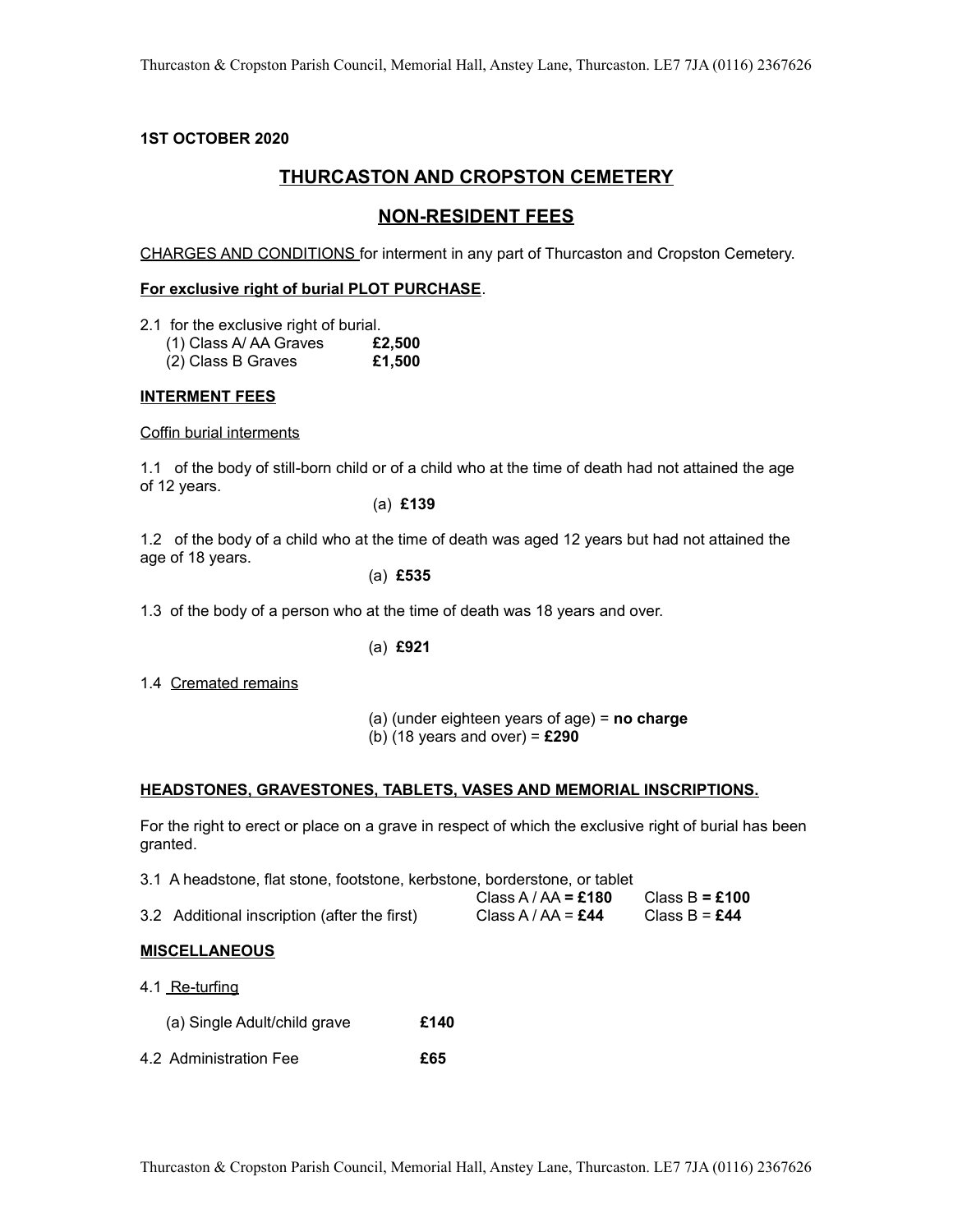**1ST OCTOBER 2020**

## THURCASTON AND CROPSTON CEMETERY

## NON-RESIDENT FEES

CHARGES AND CONDITIONS for interment in any part of Thurcaston and Cropston Cemetery.

**For exclusive right of burial PLOT PURCHASE**.

2.1 for the exclusive right of burial.

(1) Class A/ AA Graves **£2,500**

(2) Class B Graves **£1,500**

**INTERMENT FEES**

Coffin burial interments

1.1 of the body of still-born child or of a child who at the time of death had not attained the age of 12 years.

(a) **£139**

1.2 of the body of a child who at the time of death was aged 12 years but had not attained the age of 18 years.

(a) **£535**

1.3 of the body of a person who at the time of death was 18 years and over.

(a) **£921**

1.4 Cremated remains

(a) (under eighteen years of age) = **no charge**

(b) (18 years and over) = **£290**

**HEADSTONES, GRAVESTONES, TABLETS, VASES AND MEMORIAL INSCRIPTIONS.**

For the right to erect or place on a grave in respect of which the exclusive right of burial has been granted.

| | | |
|---|---|---|
| 3.1 A headstone, flat stone, footstone, kerbstone, borderstone, or tablet | Class A / AA **= £180** | Class B **= £100** |
| 3.2 Additional inscription (after the first) | Class A / AA = **£44** | Class B = **£44** |

**MISCELLANEOUS**

4.1 Re-turfing

(a) Single Adult/child grave **£140**

4.2 Administration Fee **£65**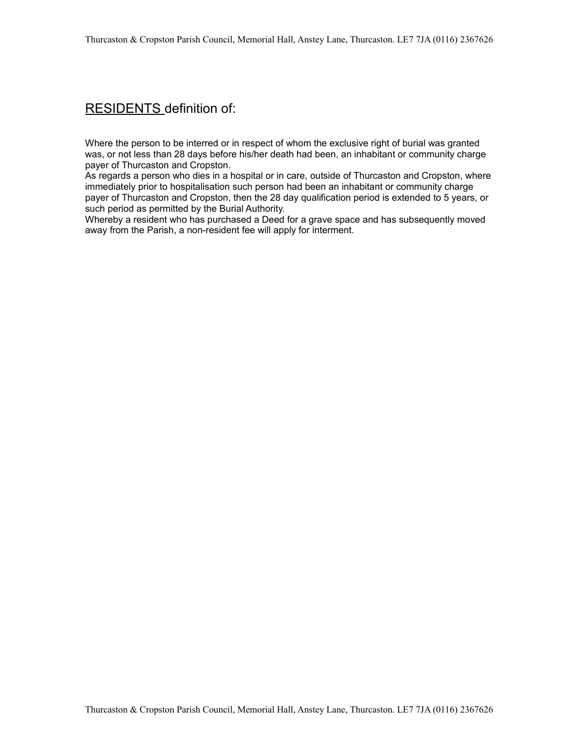## <u>RESIDENTS</u> definition of:

Where the person to be interred or in respect of whom the exclusive right of burial was granted was, or not less than 28 days before his/her death had been, an inhabitant or community charge payer of Thurcaston and Cropston.

As regards a person who dies in a hospital or in care, outside of Thurcaston and Cropston, where immediately prior to hospitalisation such person had been an inhabitant or community charge payer of Thurcaston and Cropston, then the 28 day qualification period is extended to 5 years, or such period as permitted by the Burial Authority.

Whereby a resident who has purchased a Deed for a grave space and has subsequently moved away from the Parish, a non-resident fee will apply for interment.